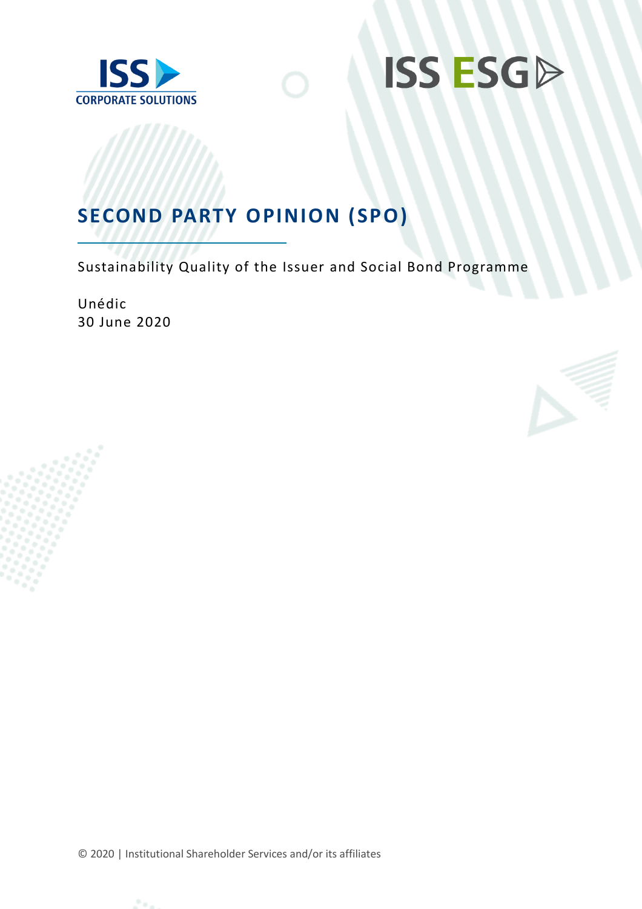ISS CORPORATE SOLUTIONS

ISS ESG

# SECOND PARTY OPINION (SPO)

Sustainability Quality of the Issuer and Social Bond Programme

Unédic
30 June 2020

© 2020 | Institutional Shareholder Services and/or its affiliates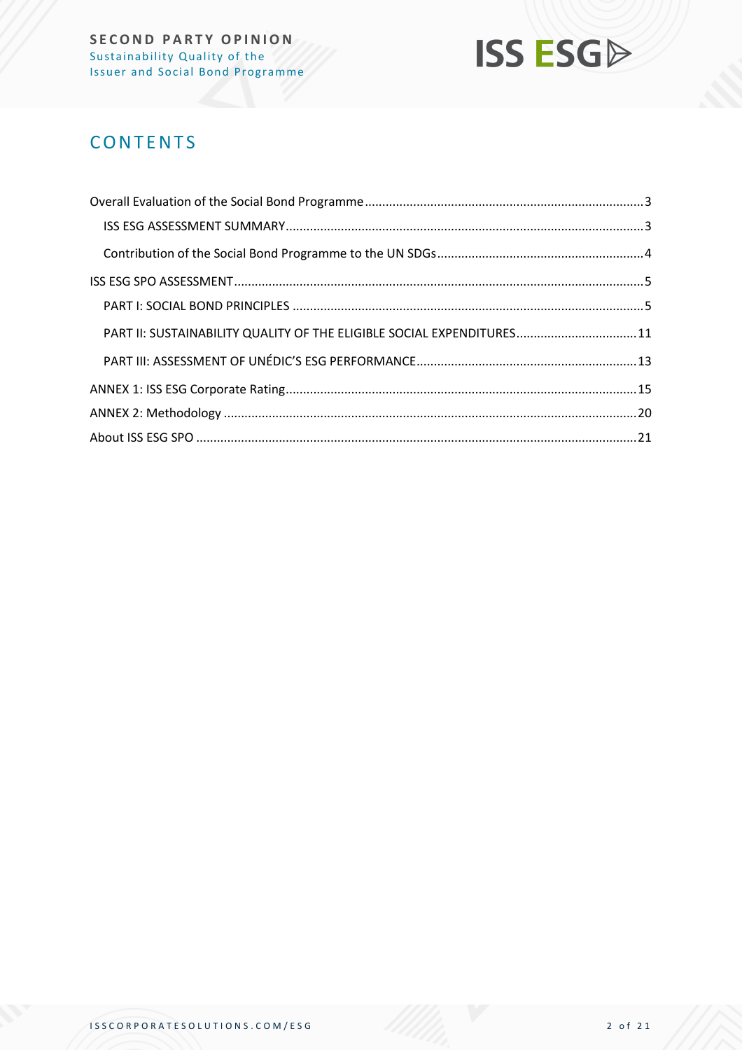# CONTENTS

Overall Evaluation of the Social Bond Programme ........................................ 3

- ISS ESG ASSESSMENT SUMMARY ........................................ 3
- Contribution of the Social Bond Programme to the UN SDGs ........................................ 4

ISS ESG SPO ASSESSMENT ........................................ 5

- PART I: SOCIAL BOND PRINCIPLES ........................................ 5
- PART II: SUSTAINABILITY QUALITY OF THE ELIGIBLE SOCIAL EXPENDITURES ........................................ 11
- PART III: ASSESSMENT OF UNÉDIC'S ESG PERFORMANCE ........................................ 13

ANNEX 1: ISS ESG Corporate Rating ........................................ 15

ANNEX 2: Methodology ........................................ 20

About ISS ESG SPO ........................................ 21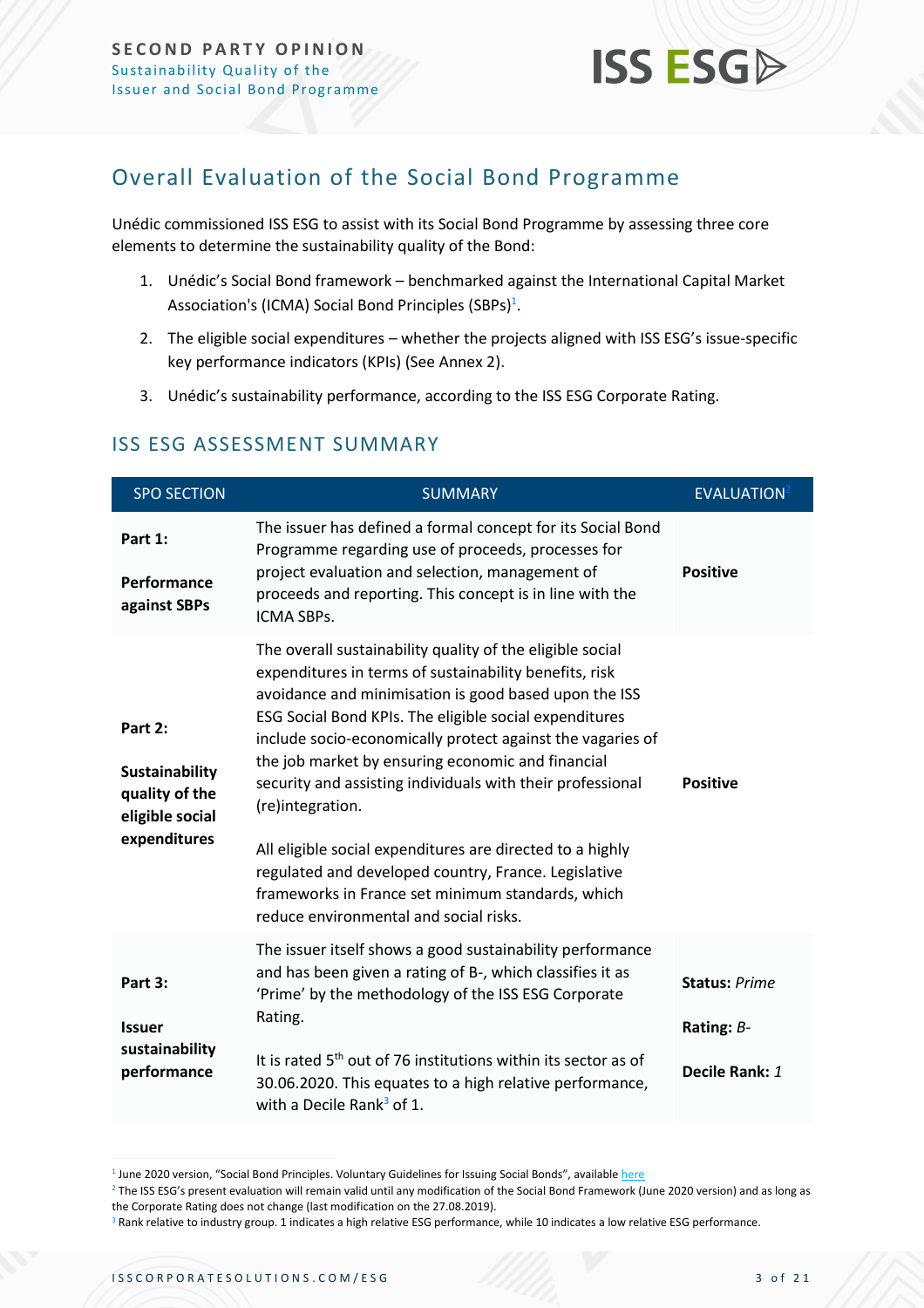## Overall Evaluation of the Social Bond Programme

Unédic commissioned ISS ESG to assist with its Social Bond Programme by assessing three core elements to determine the sustainability quality of the Bond:

1. Unédic's Social Bond framework – benchmarked against the International Capital Market Association's (ICMA) Social Bond Principles (SBPs)[1].
2. The eligible social expenditures – whether the projects aligned with ISS ESG's issue-specific key performance indicators (KPIs) (See Annex 2).
3. Unédic's sustainability performance, according to the ISS ESG Corporate Rating.

### ISS ESG ASSESSMENT SUMMARY

| SPO SECTION | SUMMARY | EVALUATION[2] |
|---|---|---|
| **Part 1:** **Performance against SBPs** | The issuer has defined a formal concept for its Social Bond Programme regarding use of proceeds, processes for project evaluation and selection, management of proceeds and reporting. This concept is in line with the ICMA SBPs. | **Positive** |
| **Part 2:** **Sustainability quality of the eligible social expenditures** | The overall sustainability quality of the eligible social expenditures in terms of sustainability benefits, risk avoidance and minimisation is good based upon the ISS ESG Social Bond KPIs. The eligible social expenditures include socio-economically protect against the vagaries of the job market by ensuring economic and financial security and assisting individuals with their professional (re)integration. All eligible social expenditures are directed to a highly regulated and developed country, France. Legislative frameworks in France set minimum standards, which reduce environmental and social risks. | **Positive** |
| **Part 3:** **Issuer sustainability performance** | The issuer itself shows a good sustainability performance and has been given a rating of B-, which classifies it as 'Prime' by the methodology of the ISS ESG Corporate Rating. It is rated 5th out of 76 institutions within its sector as of 30.06.2020. This equates to a high relative performance, with a Decile Rank[3] of 1. | **Status:** *Prime* **Rating:** *B-* **Decile Rank:** *1* |

[1] June 2020 version, "Social Bond Principles. Voluntary Guidelines for Issuing Social Bonds", available here

[2] The ISS ESG's present evaluation will remain valid until any modification of the Social Bond Framework (June 2020 version) and as long as the Corporate Rating does not change (last modification on the 27.08.2019).

[3] Rank relative to industry group. 1 indicates a high relative ESG performance, while 10 indicates a low relative ESG performance.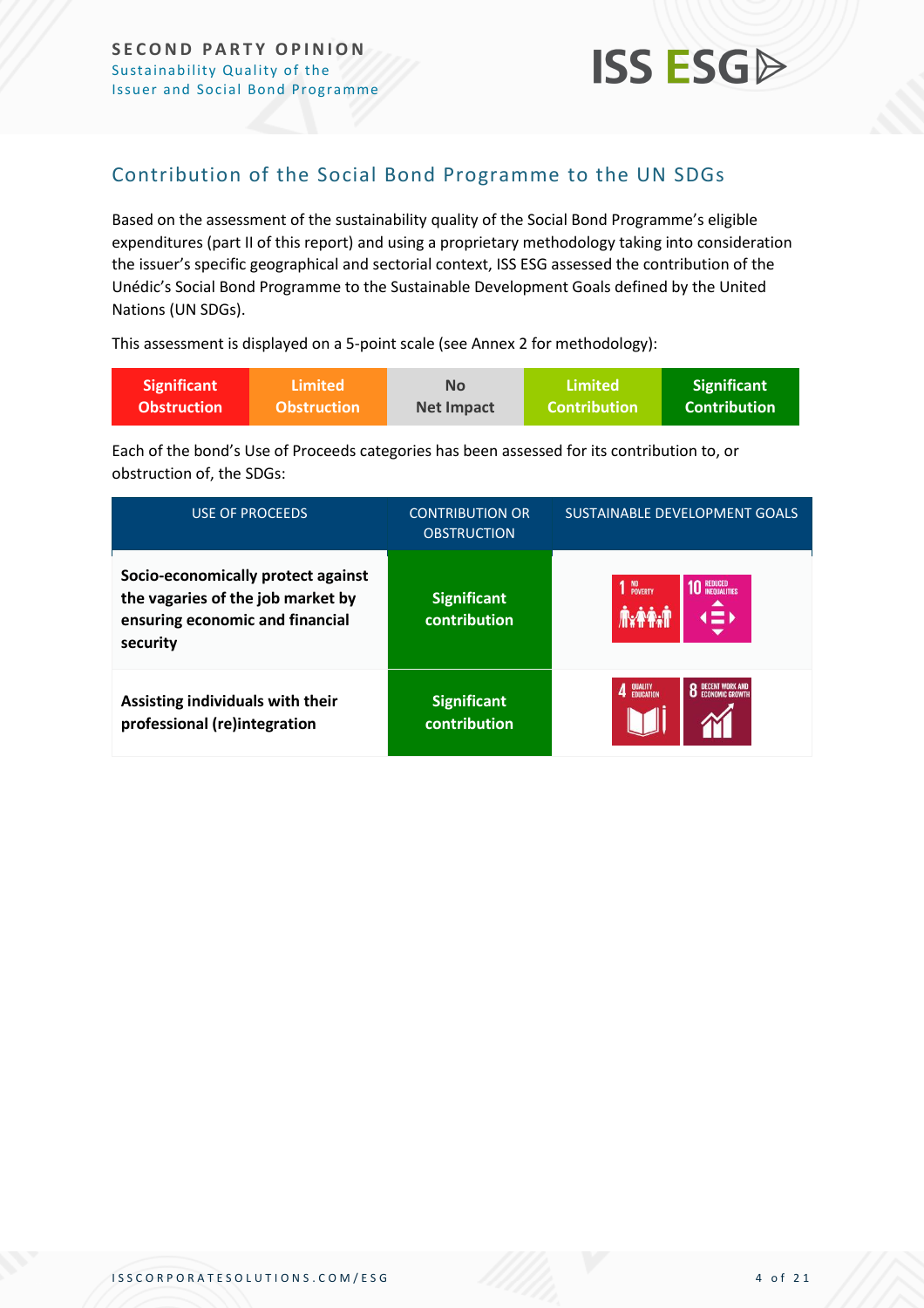## Contribution of the Social Bond Programme to the UN SDGs

Based on the assessment of the sustainability quality of the Social Bond Programme's eligible expenditures (part II of this report) and using a proprietary methodology taking into consideration the issuer's specific geographical and sectorial context, ISS ESG assessed the contribution of the Unédic's Social Bond Programme to the Sustainable Development Goals defined by the United Nations (UN SDGs).

This assessment is displayed on a 5-point scale (see Annex 2 for methodology):

| Significant Obstruction | Limited Obstruction | No Net Impact | Limited Contribution | Significant Contribution |
|---|---|---|---|---|

Each of the bond's Use of Proceeds categories has been assessed for its contribution to, or obstruction of, the SDGs:

| USE OF PROCEEDS | CONTRIBUTION OR OBSTRUCTION | SUSTAINABLE DEVELOPMENT GOALS |
|---|---|---|
| **Socio-economically protect against the vagaries of the job market by ensuring economic and financial security** | Significant contribution | 1 NO POVERTY; 10 REDUCED INEQUALITIES |
| **Assisting individuals with their professional (re)integration** | Significant contribution | 4 QUALITY EDUCATION; 8 DECENT WORK AND ECONOMIC GROWTH |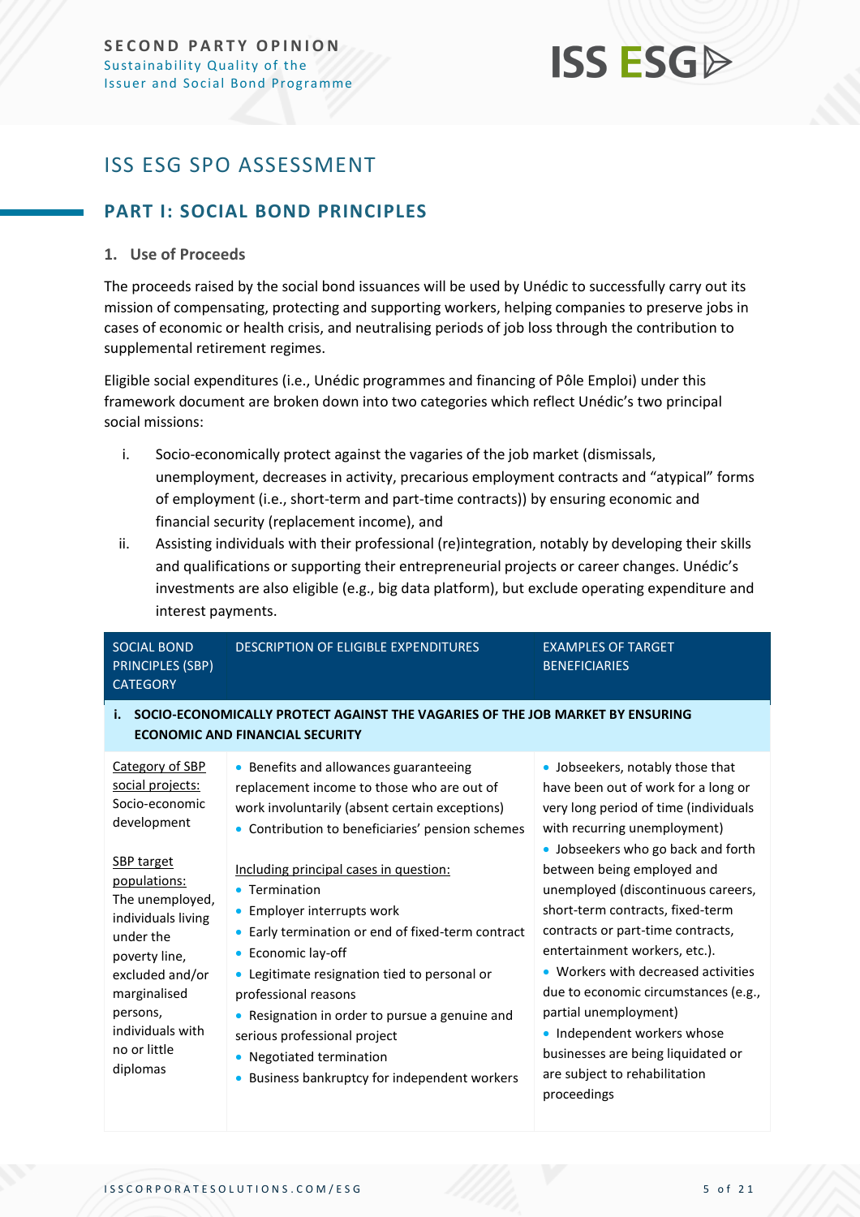# ISS ESG SPO ASSESSMENT

## PART I: SOCIAL BOND PRINCIPLES

### 1. Use of Proceeds

The proceeds raised by the social bond issuances will be used by Unédic to successfully carry out its mission of compensating, protecting and supporting workers, helping companies to preserve jobs in cases of economic or health crisis, and neutralising periods of job loss through the contribution to supplemental retirement regimes.

Eligible social expenditures (i.e., Unédic programmes and financing of Pôle Emploi) under this framework document are broken down into two categories which reflect Unédic's two principal social missions:

i. Socio-economically protect against the vagaries of the job market (dismissals, unemployment, decreases in activity, precarious employment contracts and "atypical" forms of employment (i.e., short-term and part-time contracts)) by ensuring economic and financial security (replacement income), and

ii. Assisting individuals with their professional (re)integration, notably by developing their skills and qualifications or supporting their entrepreneurial projects or career changes. Unédic's investments are also eligible (e.g., big data platform), but exclude operating expenditure and interest payments.

| SOCIAL BOND PRINCIPLES (SBP) CATEGORY | DESCRIPTION OF ELIGIBLE EXPENDITURES | EXAMPLES OF TARGET BENEFICIARIES |
|---|---|---|
| **i. SOCIO-ECONOMICALLY PROTECT AGAINST THE VAGARIES OF THE JOB MARKET BY ENSURING ECONOMIC AND FINANCIAL SECURITY** | | |
| Category of SBP social projects: Socio-economic development<br><br>SBP target populations: The unemployed, individuals living under the poverty line, excluded and/or marginalised persons, individuals with no or little diplomas | • Benefits and allowances guaranteeing replacement income to those who are out of work involuntarily (absent certain exceptions)<br>• Contribution to beneficiaries' pension schemes<br><br>Including principal cases in question:<br>• Termination<br>• Employer interrupts work<br>• Early termination or end of fixed-term contract<br>• Economic lay-off<br>• Legitimate resignation tied to personal or professional reasons<br>• Resignation in order to pursue a genuine and serious professional project<br>• Negotiated termination<br>• Business bankruptcy for independent workers | • Jobseekers, notably those that have been out of work for a long or very long period of time (individuals with recurring unemployment)<br>• Jobseekers who go back and forth between being employed and unemployed (discontinuous careers, short-term contracts, fixed-term contracts or part-time contracts, entertainment workers, etc.).<br>• Workers with decreased activities due to economic circumstances (e.g., partial unemployment)<br>• Independent workers whose businesses are being liquidated or are subject to rehabilitation proceedings |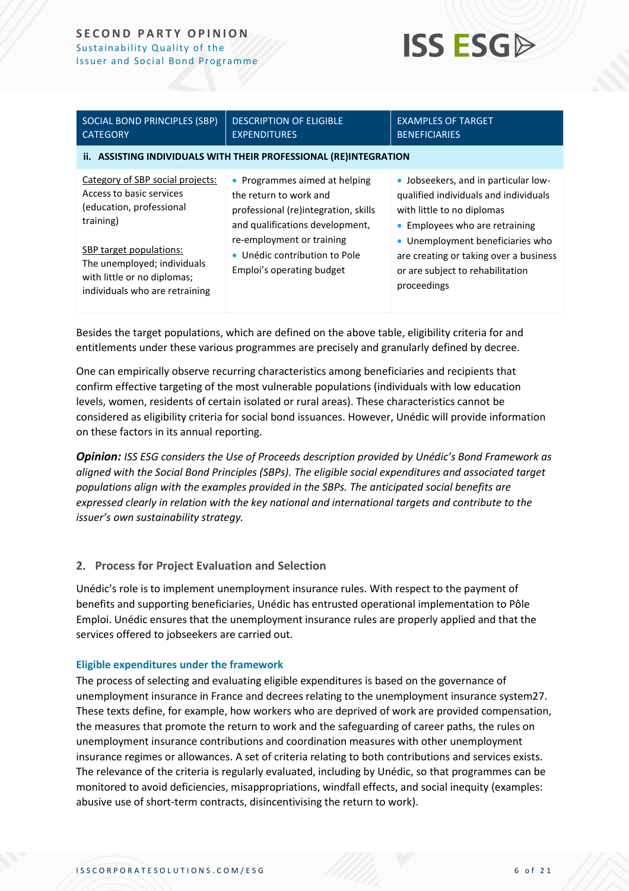| SOCIAL BOND PRINCIPLES (SBP) CATEGORY | DESCRIPTION OF ELIGIBLE EXPENDITURES | EXAMPLES OF TARGET BENEFICIARIES |
|---|---|---|
| **ii. ASSISTING INDIVIDUALS WITH THEIR PROFESSIONAL (RE)INTEGRATION** | | |
| Category of SBP social projects: Access to basic services (education, professional training)<br><br>SBP target populations: The unemployed; individuals with little or no diplomas; individuals who are retraining | • Programmes aimed at helping the return to work and professional (re)integration, skills and qualifications development, re-employment or training<br>• Unédic contribution to Pole Emploi's operating budget | • Jobseekers, and in particular low-qualified individuals and individuals with little to no diplomas<br>• Employees who are retraining<br>• Unemployment beneficiaries who are creating or taking over a business or are subject to rehabilitation proceedings |

Besides the target populations, which are defined on the above table, eligibility criteria for and entitlements under these various programmes are precisely and granularly defined by decree.

One can empirically observe recurring characteristics among beneficiaries and recipients that confirm effective targeting of the most vulnerable populations (individuals with low education levels, women, residents of certain isolated or rural areas). These characteristics cannot be considered as eligibility criteria for social bond issuances. However, Unédic will provide information on these factors in its annual reporting.

***Opinion:*** *ISS ESG considers the Use of Proceeds description provided by Unédic's Bond Framework as aligned with the Social Bond Principles (SBPs). The eligible social expenditures and associated target populations align with the examples provided in the SBPs. The anticipated social benefits are expressed clearly in relation with the key national and international targets and contribute to the issuer's own sustainability strategy.*

## 2. Process for Project Evaluation and Selection

Unédic's role is to implement unemployment insurance rules. With respect to the payment of benefits and supporting beneficiaries, Unédic has entrusted operational implementation to Pôle Emploi. Unédic ensures that the unemployment insurance rules are properly applied and that the services offered to jobseekers are carried out.

### Eligible expenditures under the framework

The process of selecting and evaluating eligible expenditures is based on the governance of unemployment insurance in France and decrees relating to the unemployment insurance system27. These texts define, for example, how workers who are deprived of work are provided compensation, the measures that promote the return to work and the safeguarding of career paths, the rules on unemployment insurance contributions and coordination measures with other unemployment insurance regimes or allowances. A set of criteria relating to both contributions and services exists. The relevance of the criteria is regularly evaluated, including by Unédic, so that programmes can be monitored to avoid deficiencies, misappropriations, windfall effects, and social inequity (examples: abusive use of short-term contracts, disincentivising the return to work).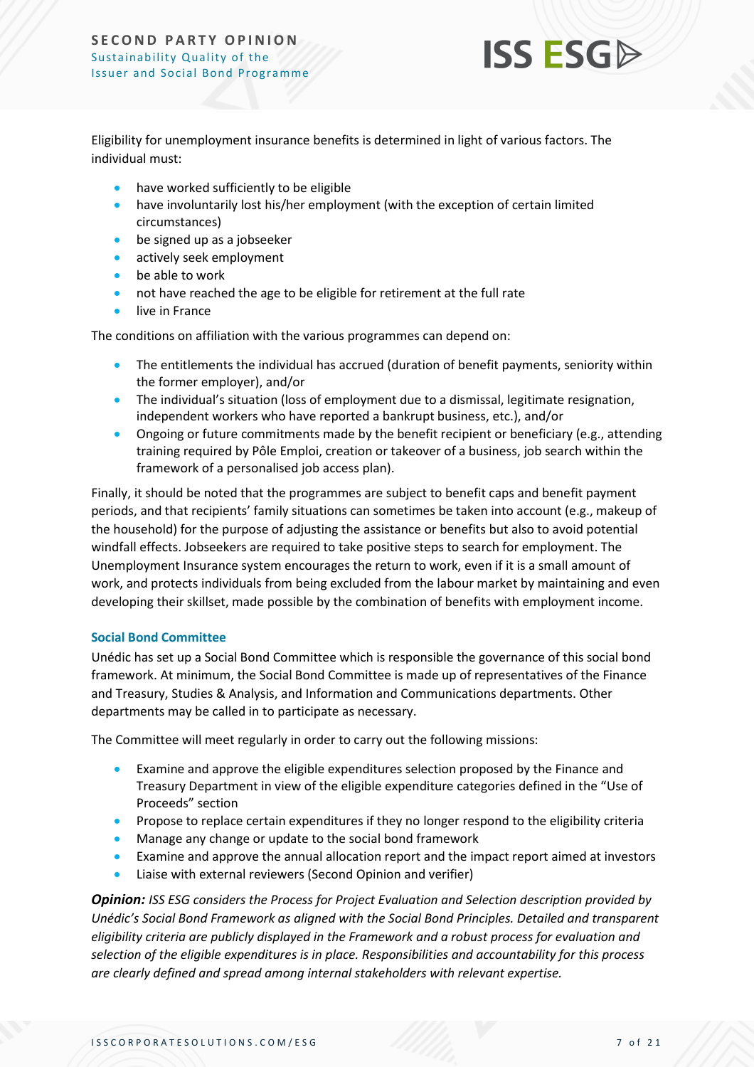Eligibility for unemployment insurance benefits is determined in light of various factors. The individual must:

- have worked sufficiently to be eligible
- have involuntarily lost his/her employment (with the exception of certain limited circumstances)
- be signed up as a jobseeker
- actively seek employment
- be able to work
- not have reached the age to be eligible for retirement at the full rate
- live in France

The conditions on affiliation with the various programmes can depend on:

- The entitlements the individual has accrued (duration of benefit payments, seniority within the former employer), and/or
- The individual's situation (loss of employment due to a dismissal, legitimate resignation, independent workers who have reported a bankrupt business, etc.), and/or
- Ongoing or future commitments made by the benefit recipient or beneficiary (e.g., attending training required by Pôle Emploi, creation or takeover of a business, job search within the framework of a personalised job access plan).

Finally, it should be noted that the programmes are subject to benefit caps and benefit payment periods, and that recipients' family situations can sometimes be taken into account (e.g., makeup of the household) for the purpose of adjusting the assistance or benefits but also to avoid potential windfall effects. Jobseekers are required to take positive steps to search for employment. The Unemployment Insurance system encourages the return to work, even if it is a small amount of work, and protects individuals from being excluded from the labour market by maintaining and even developing their skillset, made possible by the combination of benefits with employment income.

### Social Bond Committee

Unédic has set up a Social Bond Committee which is responsible the governance of this social bond framework. At minimum, the Social Bond Committee is made up of representatives of the Finance and Treasury, Studies & Analysis, and Information and Communications departments. Other departments may be called in to participate as necessary.

The Committee will meet regularly in order to carry out the following missions:

- Examine and approve the eligible expenditures selection proposed by the Finance and Treasury Department in view of the eligible expenditure categories defined in the "Use of Proceeds" section
- Propose to replace certain expenditures if they no longer respond to the eligibility criteria
- Manage any change or update to the social bond framework
- Examine and approve the annual allocation report and the impact report aimed at investors
- Liaise with external reviewers (Second Opinion and verifier)

***Opinion:*** *ISS ESG considers the Process for Project Evaluation and Selection description provided by Unédic's Social Bond Framework as aligned with the Social Bond Principles. Detailed and transparent eligibility criteria are publicly displayed in the Framework and a robust process for evaluation and selection of the eligible expenditures is in place. Responsibilities and accountability for this process are clearly defined and spread among internal stakeholders with relevant expertise.*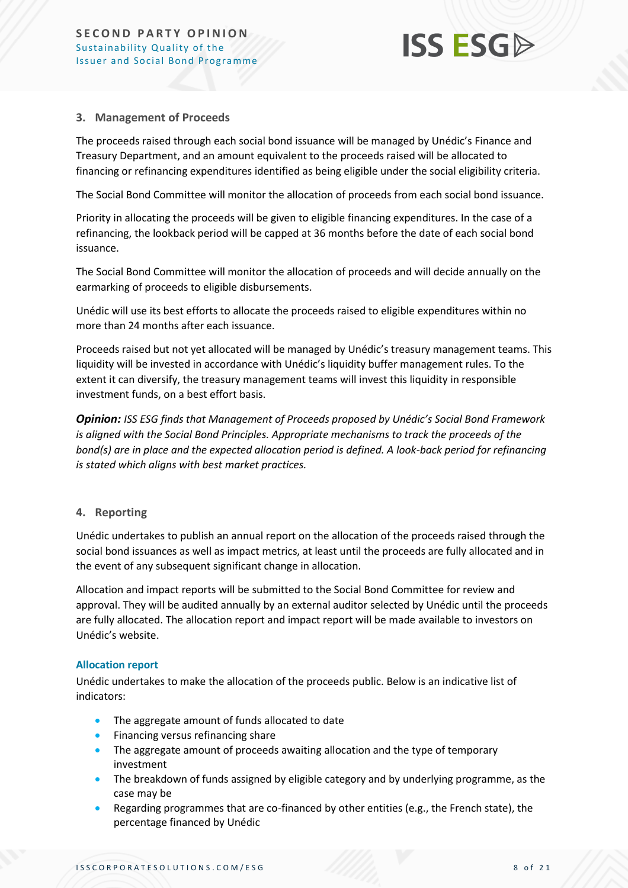## 3. Management of Proceeds

The proceeds raised through each social bond issuance will be managed by Unédic's Finance and Treasury Department, and an amount equivalent to the proceeds raised will be allocated to financing or refinancing expenditures identified as being eligible under the social eligibility criteria.

The Social Bond Committee will monitor the allocation of proceeds from each social bond issuance.

Priority in allocating the proceeds will be given to eligible financing expenditures. In the case of a refinancing, the lookback period will be capped at 36 months before the date of each social bond issuance.

The Social Bond Committee will monitor the allocation of proceeds and will decide annually on the earmarking of proceeds to eligible disbursements.

Unédic will use its best efforts to allocate the proceeds raised to eligible expenditures within no more than 24 months after each issuance.

Proceeds raised but not yet allocated will be managed by Unédic's treasury management teams. This liquidity will be invested in accordance with Unédic's liquidity buffer management rules. To the extent it can diversify, the treasury management teams will invest this liquidity in responsible investment funds, on a best effort basis.

***Opinion:*** *ISS ESG finds that Management of Proceeds proposed by Unédic's Social Bond Framework is aligned with the Social Bond Principles. Appropriate mechanisms to track the proceeds of the bond(s) are in place and the expected allocation period is defined. A look-back period for refinancing is stated which aligns with best market practices.*

## 4. Reporting

Unédic undertakes to publish an annual report on the allocation of the proceeds raised through the social bond issuances as well as impact metrics, at least until the proceeds are fully allocated and in the event of any subsequent significant change in allocation.

Allocation and impact reports will be submitted to the Social Bond Committee for review and approval. They will be audited annually by an external auditor selected by Unédic until the proceeds are fully allocated. The allocation report and impact report will be made available to investors on Unédic's website.

### Allocation report

Unédic undertakes to make the allocation of the proceeds public. Below is an indicative list of indicators:

- The aggregate amount of funds allocated to date
- Financing versus refinancing share
- The aggregate amount of proceeds awaiting allocation and the type of temporary investment
- The breakdown of funds assigned by eligible category and by underlying programme, as the case may be
- Regarding programmes that are co-financed by other entities (e.g., the French state), the percentage financed by Unédic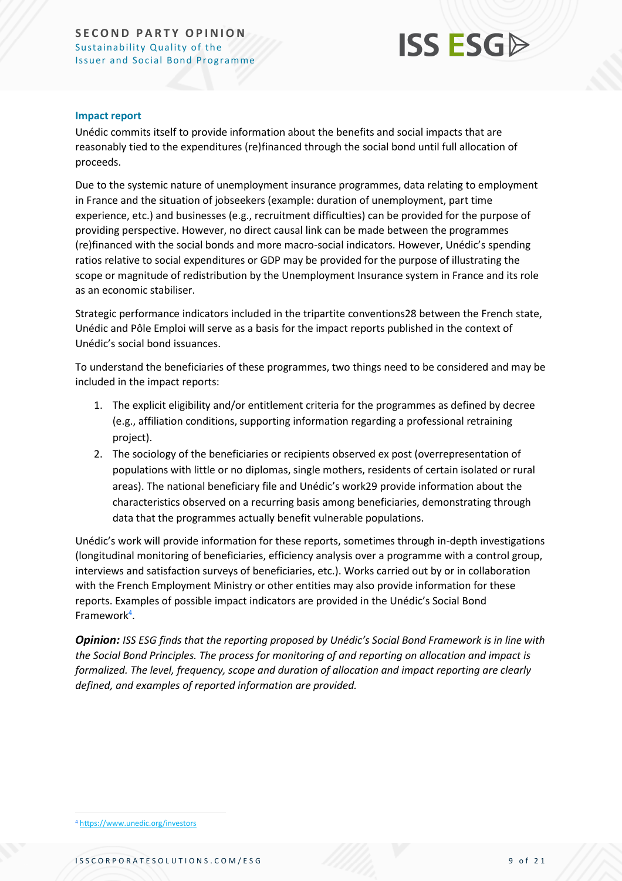**Impact report**

Unédic commits itself to provide information about the benefits and social impacts that are reasonably tied to the expenditures (re)financed through the social bond until full allocation of proceeds.

Due to the systemic nature of unemployment insurance programmes, data relating to employment in France and the situation of jobseekers (example: duration of unemployment, part time experience, etc.) and businesses (e.g., recruitment difficulties) can be provided for the purpose of providing perspective. However, no direct causal link can be made between the programmes (re)financed with the social bonds and more macro-social indicators. However, Unédic's spending ratios relative to social expenditures or GDP may be provided for the purpose of illustrating the scope or magnitude of redistribution by the Unemployment Insurance system in France and its role as an economic stabiliser.

Strategic performance indicators included in the tripartite conventions28 between the French state, Unédic and Pôle Emploi will serve as a basis for the impact reports published in the context of Unédic's social bond issuances.

To understand the beneficiaries of these programmes, two things need to be considered and may be included in the impact reports:

1. The explicit eligibility and/or entitlement criteria for the programmes as defined by decree (e.g., affiliation conditions, supporting information regarding a professional retraining project).
2. The sociology of the beneficiaries or recipients observed ex post (overrepresentation of populations with little or no diplomas, single mothers, residents of certain isolated or rural areas). The national beneficiary file and Unédic's work29 provide information about the characteristics observed on a recurring basis among beneficiaries, demonstrating through data that the programmes actually benefit vulnerable populations.

Unédic's work will provide information for these reports, sometimes through in-depth investigations (longitudinal monitoring of beneficiaries, efficiency analysis over a programme with a control group, interviews and satisfaction surveys of beneficiaries, etc.). Works carried out by or in collaboration with the French Employment Ministry or other entities may also provide information for these reports. Examples of possible impact indicators are provided in the Unédic's Social Bond Framework[4].

***Opinion:*** *ISS ESG finds that the reporting proposed by Unédic's Social Bond Framework is in line with the Social Bond Principles. The process for monitoring of and reporting on allocation and impact is formalized. The level, frequency, scope and duration of allocation and impact reporting are clearly defined, and examples of reported information are provided.*

[4] https://www.unedic.org/investors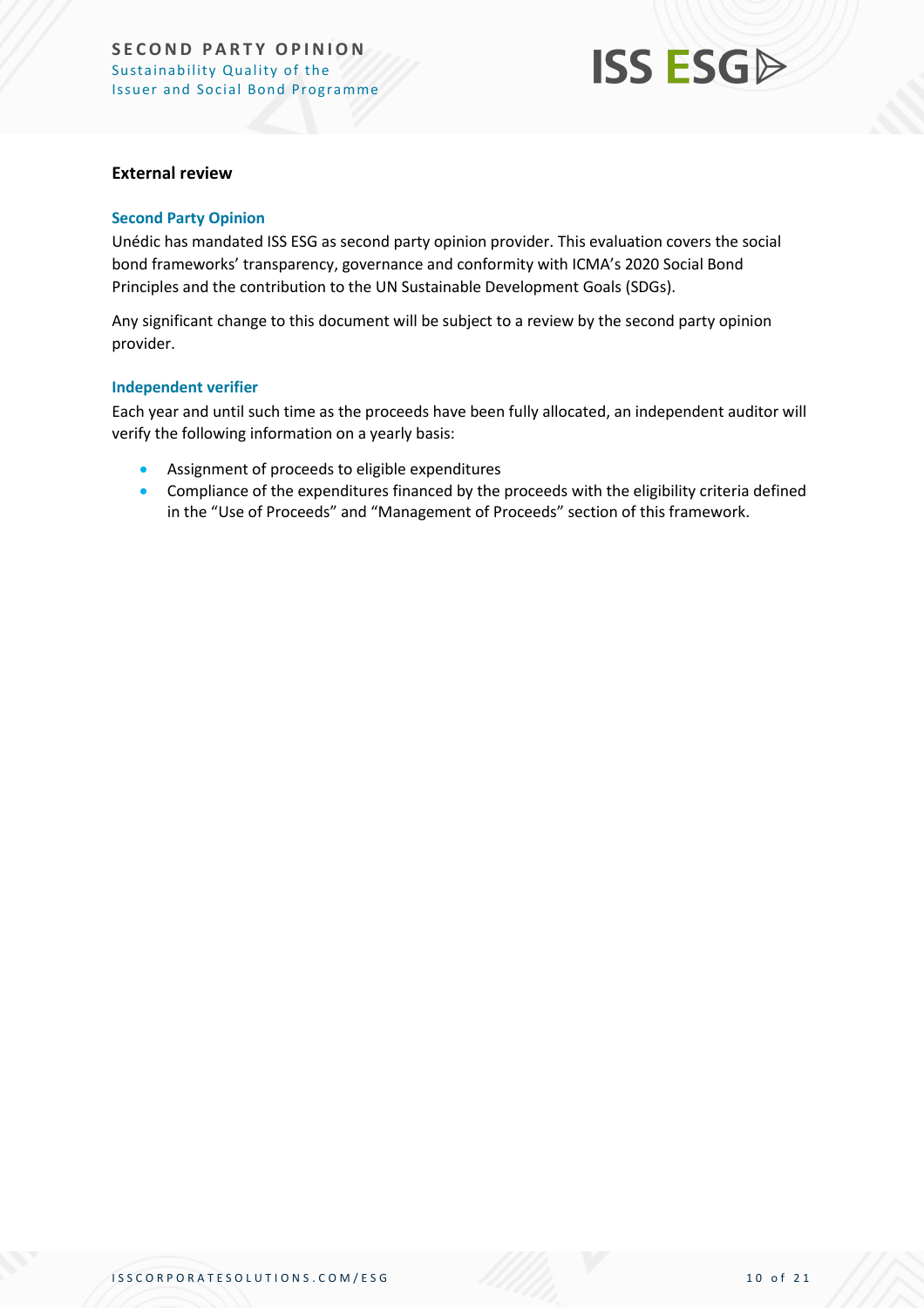**External review**

### Second Party Opinion

Unédic has mandated ISS ESG as second party opinion provider. This evaluation covers the social bond frameworks' transparency, governance and conformity with ICMA's 2020 Social Bond Principles and the contribution to the UN Sustainable Development Goals (SDGs).

Any significant change to this document will be subject to a review by the second party opinion provider.

### Independent verifier

Each year and until such time as the proceeds have been fully allocated, an independent auditor will verify the following information on a yearly basis:

- Assignment of proceeds to eligible expenditures
- Compliance of the expenditures financed by the proceeds with the eligibility criteria defined in the "Use of Proceeds" and "Management of Proceeds" section of this framework.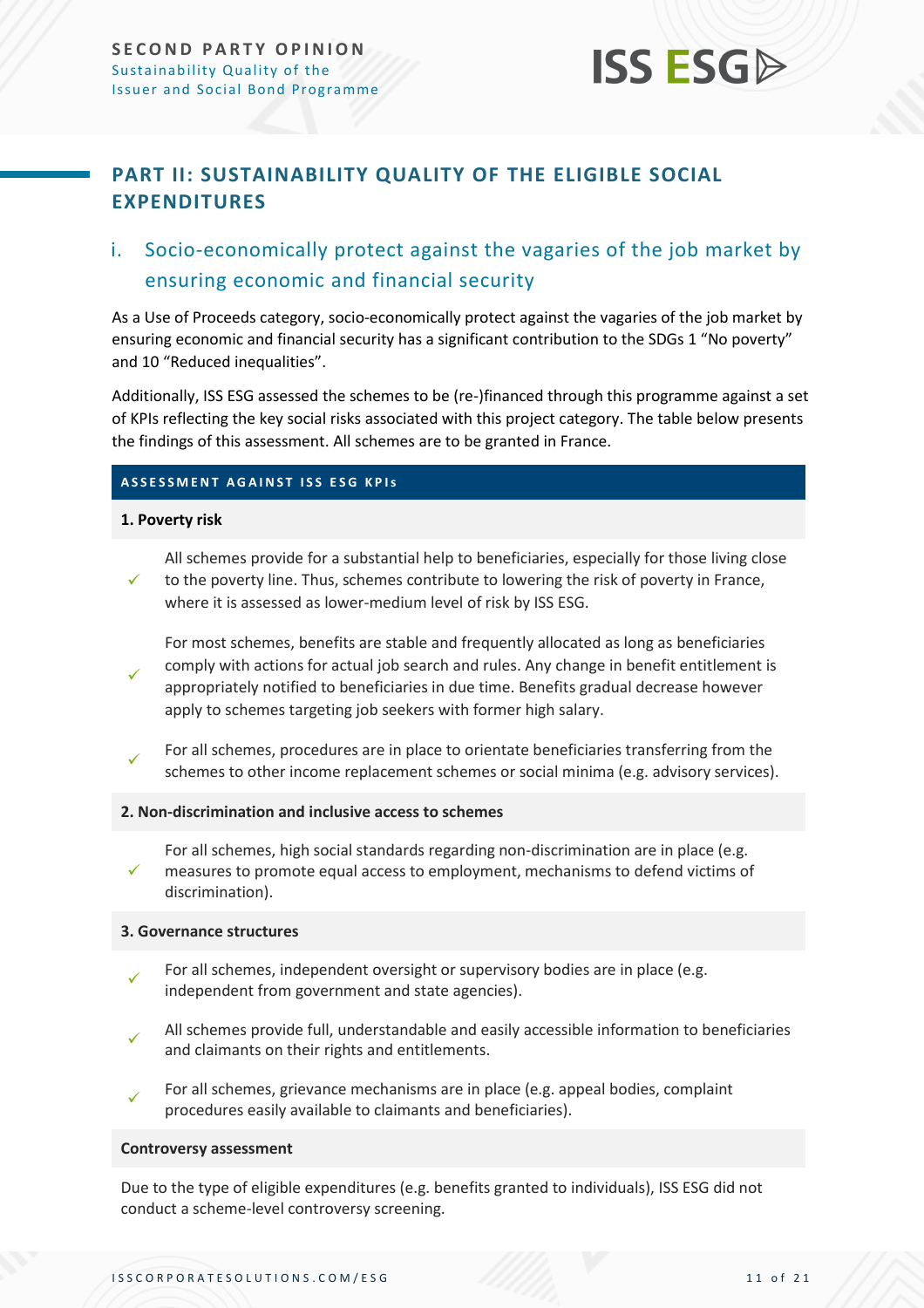## PART II: SUSTAINABILITY QUALITY OF THE ELIGIBLE SOCIAL EXPENDITURES

### i. Socio-economically protect against the vagaries of the job market by ensuring economic and financial security

As a Use of Proceeds category, socio-economically protect against the vagaries of the job market by ensuring economic and financial security has a significant contribution to the SDGs 1 "No poverty" and 10 "Reduced inequalities".

Additionally, ISS ESG assessed the schemes to be (re-)financed through this programme against a set of KPIs reflecting the key social risks associated with this project category. The table below presents the findings of this assessment. All schemes are to be granted in France.

**ASSESSMENT AGAINST ISS ESG KPIs**

**1. Poverty risk**

- ✓ All schemes provide for a substantial help to beneficiaries, especially for those living close to the poverty line. Thus, schemes contribute to lowering the risk of poverty in France, where it is assessed as lower-medium level of risk by ISS ESG.
- ✓ For most schemes, benefits are stable and frequently allocated as long as beneficiaries comply with actions for actual job search and rules. Any change in benefit entitlement is appropriately notified to beneficiaries in due time. Benefits gradual decrease however apply to schemes targeting job seekers with former high salary.
- ✓ For all schemes, procedures are in place to orientate beneficiaries transferring from the schemes to other income replacement schemes or social minima (e.g. advisory services).

**2. Non-discrimination and inclusive access to schemes**

- ✓ For all schemes, high social standards regarding non-discrimination are in place (e.g. measures to promote equal access to employment, mechanisms to defend victims of discrimination).

**3. Governance structures**

- ✓ For all schemes, independent oversight or supervisory bodies are in place (e.g. independent from government and state agencies).
- ✓ All schemes provide full, understandable and easily accessible information to beneficiaries and claimants on their rights and entitlements.
- ✓ For all schemes, grievance mechanisms are in place (e.g. appeal bodies, complaint procedures easily available to claimants and beneficiaries).

**Controversy assessment**

Due to the type of eligible expenditures (e.g. benefits granted to individuals), ISS ESG did not conduct a scheme-level controversy screening.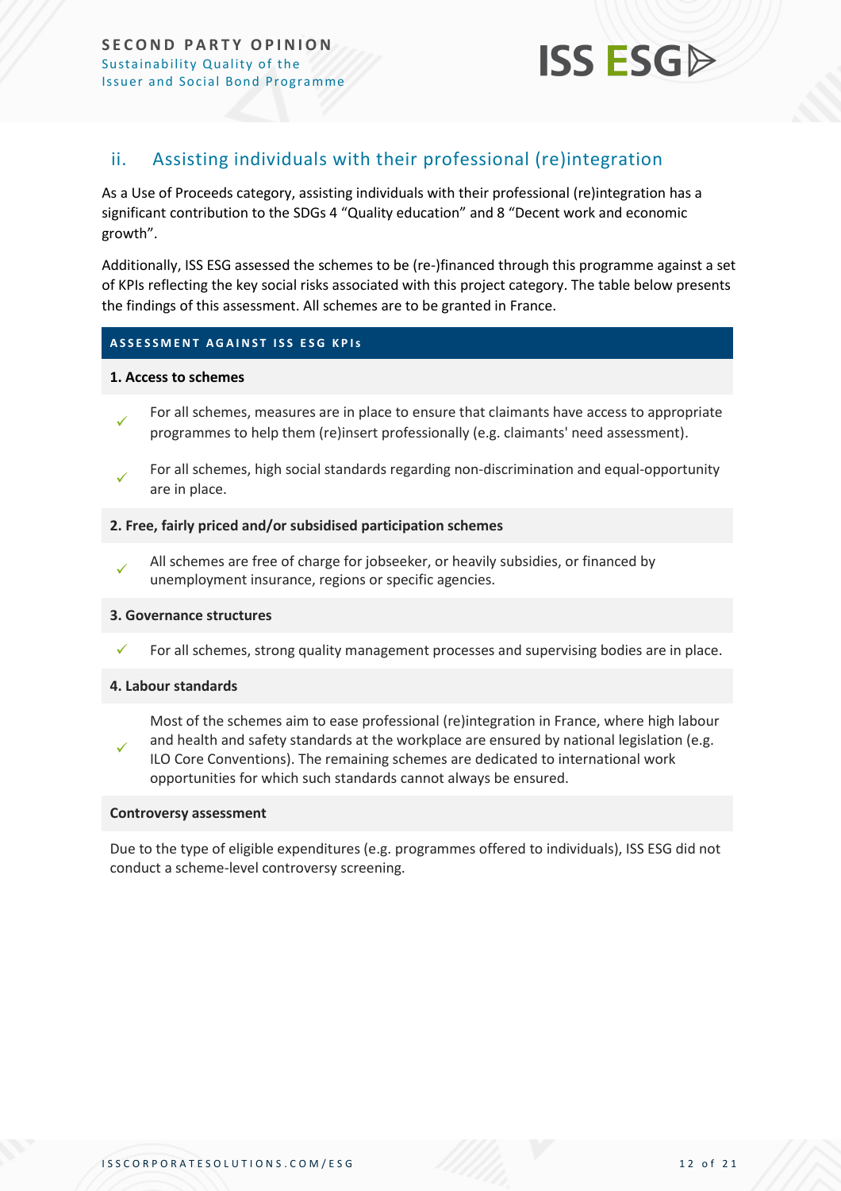## ii. Assisting individuals with their professional (re)integration

As a Use of Proceeds category, assisting individuals with their professional (re)integration has a significant contribution to the SDGs 4 "Quality education" and 8 "Decent work and economic growth".

Additionally, ISS ESG assessed the schemes to be (re-)financed through this programme against a set of KPIs reflecting the key social risks associated with this project category. The table below presents the findings of this assessment. All schemes are to be granted in France.

**ASSESSMENT AGAINST ISS ESG KPIs**

**1. Access to schemes**

- ✓ For all schemes, measures are in place to ensure that claimants have access to appropriate programmes to help them (re)insert professionally (e.g. claimants' need assessment).
- ✓ For all schemes, high social standards regarding non-discrimination and equal-opportunity are in place.

**2. Free, fairly priced and/or subsidised participation schemes**

- ✓ All schemes are free of charge for jobseeker, or heavily subsidies, or financed by unemployment insurance, regions or specific agencies.

**3. Governance structures**

- ✓ For all schemes, strong quality management processes and supervising bodies are in place.

**4. Labour standards**

- ✓ Most of the schemes aim to ease professional (re)integration in France, where high labour and health and safety standards at the workplace are ensured by national legislation (e.g. ILO Core Conventions). The remaining schemes are dedicated to international work opportunities for which such standards cannot always be ensured.

**Controversy assessment**

Due to the type of eligible expenditures (e.g. programmes offered to individuals), ISS ESG did not conduct a scheme-level controversy screening.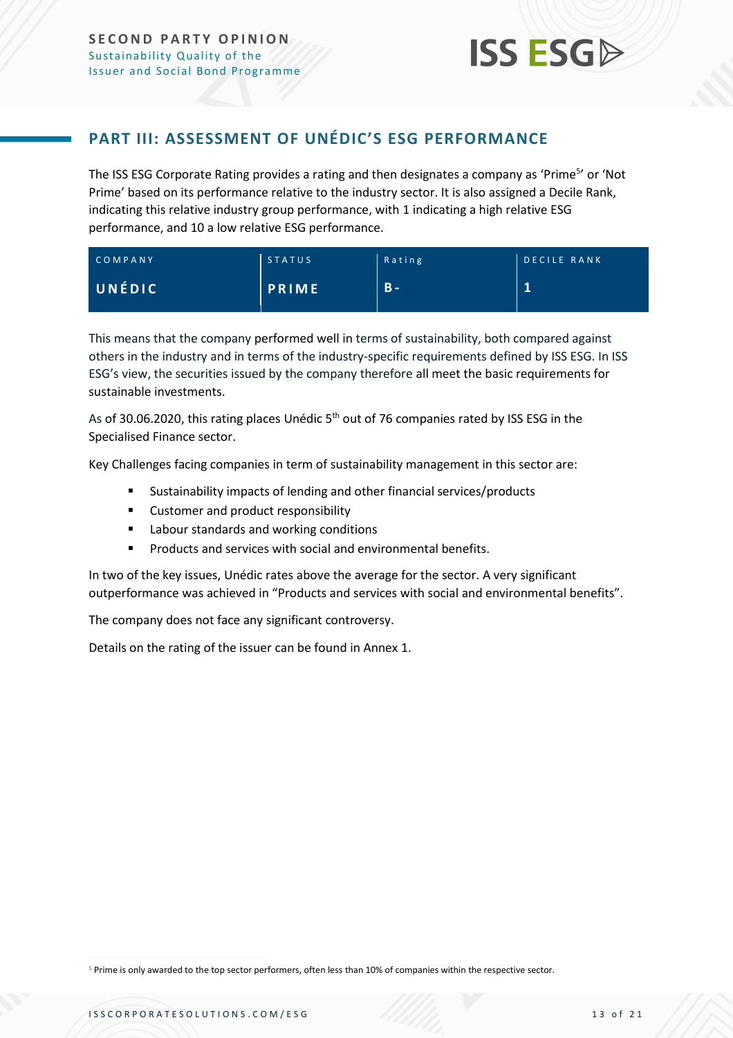## PART III: ASSESSMENT OF UNÉDIC'S ESG PERFORMANCE

The ISS ESG Corporate Rating provides a rating and then designates a company as 'Prime[5]' or 'Not Prime' based on its performance relative to the industry sector. It is also assigned a Decile Rank, indicating this relative industry group performance, with 1 indicating a high relative ESG performance, and 10 a low relative ESG performance.

| COMPANY | STATUS | Rating | DECILE RANK |
|---|---|---|---|
| **UNÉDIC** | **PRIME** | **B-** | **1** |

This means that the company performed well in terms of sustainability, both compared against others in the industry and in terms of the industry-specific requirements defined by ISS ESG. In ISS ESG's view, the securities issued by the company therefore all meet the basic requirements for sustainable investments.

As of 30.06.2020, this rating places Unédic 5th out of 76 companies rated by ISS ESG in the Specialised Finance sector.

Key Challenges facing companies in term of sustainability management in this sector are:

- Sustainability impacts of lending and other financial services/products
- Customer and product responsibility
- Labour standards and working conditions
- Products and services with social and environmental benefits.

In two of the key issues, Unédic rates above the average for the sector. A very significant outperformance was achieved in "Products and services with social and environmental benefits".

The company does not face any significant controversy.

Details on the rating of the issuer can be found in Annex 1.

[5] Prime is only awarded to the top sector performers, often less than 10% of companies within the respective sector.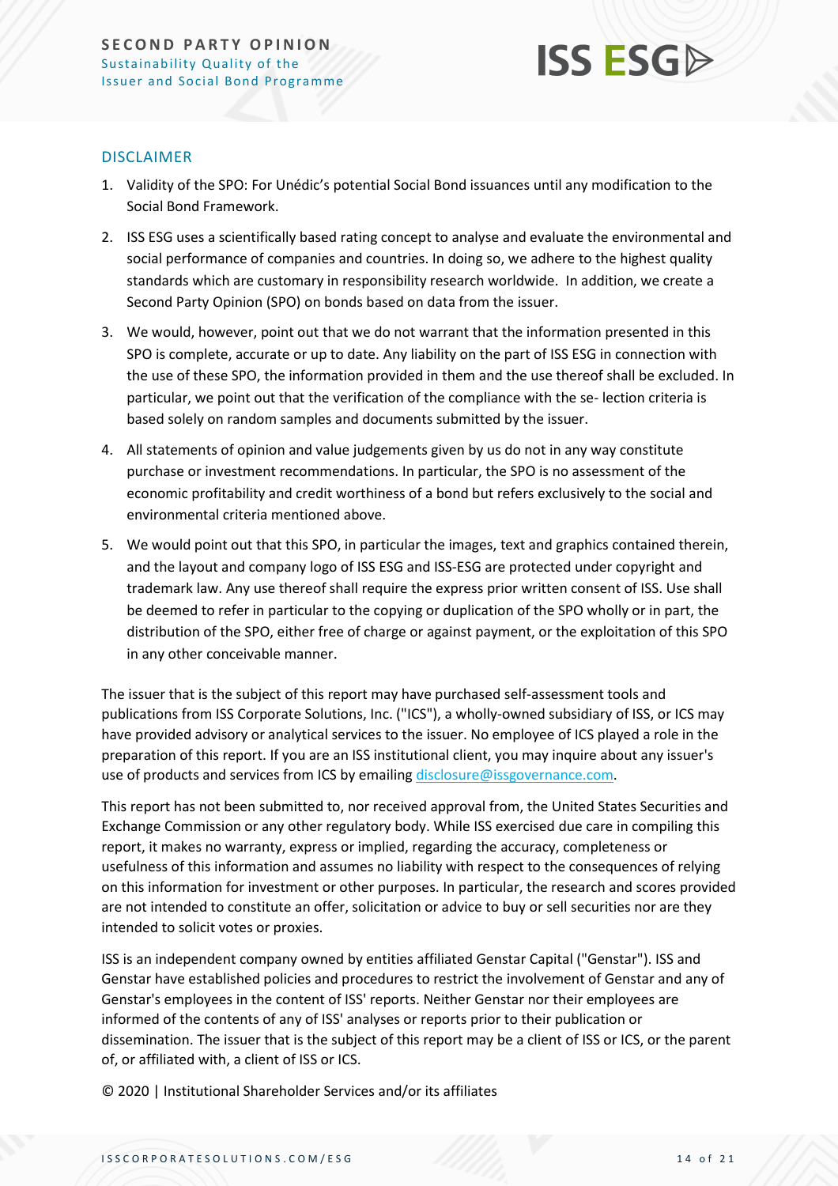## DISCLAIMER

1. Validity of the SPO: For Unédic's potential Social Bond issuances until any modification to the Social Bond Framework.
2. ISS ESG uses a scientifically based rating concept to analyse and evaluate the environmental and social performance of companies and countries. In doing so, we adhere to the highest quality standards which are customary in responsibility research worldwide. In addition, we create a Second Party Opinion (SPO) on bonds based on data from the issuer.
3. We would, however, point out that we do not warrant that the information presented in this SPO is complete, accurate or up to date. Any liability on the part of ISS ESG in connection with the use of these SPO, the information provided in them and the use thereof shall be excluded. In particular, we point out that the verification of the compliance with the se- lection criteria is based solely on random samples and documents submitted by the issuer.
4. All statements of opinion and value judgements given by us do not in any way constitute purchase or investment recommendations. In particular, the SPO is no assessment of the economic profitability and credit worthiness of a bond but refers exclusively to the social and environmental criteria mentioned above.
5. We would point out that this SPO, in particular the images, text and graphics contained therein, and the layout and company logo of ISS ESG and ISS-ESG are protected under copyright and trademark law. Any use thereof shall require the express prior written consent of ISS. Use shall be deemed to refer in particular to the copying or duplication of the SPO wholly or in part, the distribution of the SPO, either free of charge or against payment, or the exploitation of this SPO in any other conceivable manner.

The issuer that is the subject of this report may have purchased self-assessment tools and publications from ISS Corporate Solutions, Inc. ("ICS"), a wholly-owned subsidiary of ISS, or ICS may have provided advisory or analytical services to the issuer. No employee of ICS played a role in the preparation of this report. If you are an ISS institutional client, you may inquire about any issuer's use of products and services from ICS by emailing disclosure@issgovernance.com.

This report has not been submitted to, nor received approval from, the United States Securities and Exchange Commission or any other regulatory body. While ISS exercised due care in compiling this report, it makes no warranty, express or implied, regarding the accuracy, completeness or usefulness of this information and assumes no liability with respect to the consequences of relying on this information for investment or other purposes. In particular, the research and scores provided are not intended to constitute an offer, solicitation or advice to buy or sell securities nor are they intended to solicit votes or proxies.

ISS is an independent company owned by entities affiliated Genstar Capital ("Genstar"). ISS and Genstar have established policies and procedures to restrict the involvement of Genstar and any of Genstar's employees in the content of ISS' reports. Neither Genstar nor their employees are informed of the contents of any of ISS' analyses or reports prior to their publication or dissemination. The issuer that is the subject of this report may be a client of ISS or ICS, or the parent of, or affiliated with, a client of ISS or ICS.

© 2020 | Institutional Shareholder Services and/or its affiliates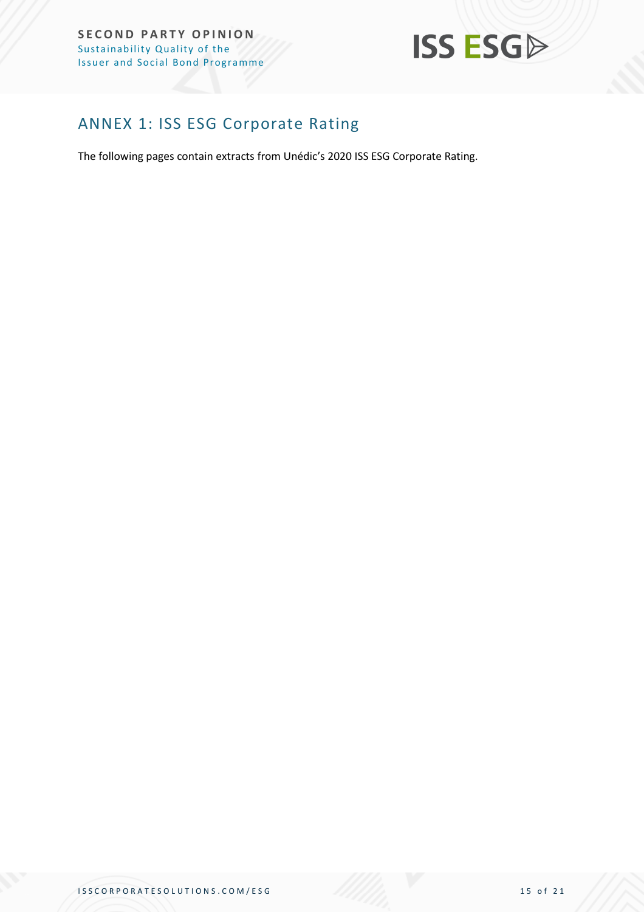## ANNEX 1: ISS ESG Corporate Rating

The following pages contain extracts from Unédic's 2020 ISS ESG Corporate Rating.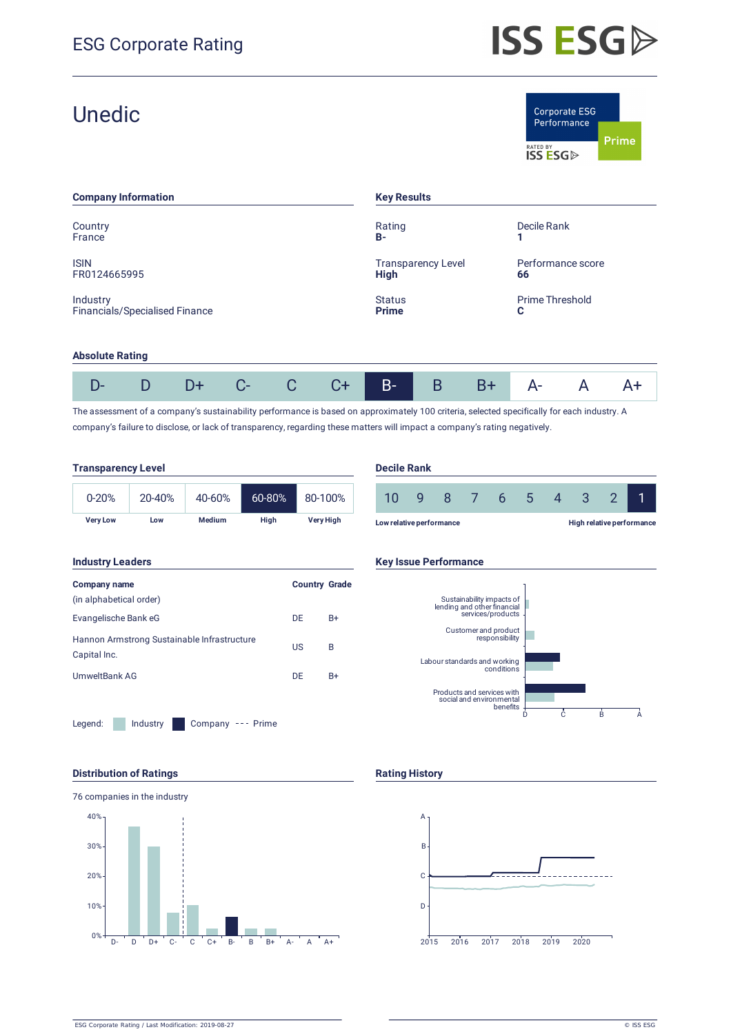ESG Corporate Rating

# Unedic

Corporate ESG Performance — Prime — RATED BY ISS ESG

## Company Information

Country
France

ISIN
FR0124665995

Industry
Financials/Specialised Finance

## Key Results

| Rating | Decile Rank |
|---|---|
| **B-** | **1** |
| **Transparency Level** | **Performance score** |
| **High** | **66** |
| **Status** | **Prime Threshold** |
| **Prime** | **C** |

## Absolute Rating

| D- | D | D+ | C- | C | C+ | **B-** | B | B+ | A- | A | A+ |
|---|---|---|---|---|---|---|---|---|---|---|---|

The assessment of a company's sustainability performance is based on approximately 100 criteria, selected specifically for each industry. A company's failure to disclose, or lack of transparency, regarding these matters will impact a company's rating negatively.

## Transparency Level

| 0-20% | 20-40% | 40-60% | **60-80%** | 80-100% |
|---|---|---|---|---|
| Very Low | Low | Medium | **High** | Very High |

## Decile Rank

| 10 | 9 | 8 | 7 | 6 | 5 | 4 | 3 | 2 | **1** |
|---|---|---|---|---|---|---|---|---|---|

Low relative performance — High relative performance

## Industry Leaders

| Company name (in alphabetical order) | Country | Grade |
|---|---|---|
| Evangelische Bank eG | DE | B+ |
| Hannon Armstrong Sustainable Infrastructure Capital Inc. | US | B |
| UmweltBank AG | DE | B+ |

Legend: Industry / Company / --- Prime

## Key Issue Performance

- Sustainability impacts of lending and other financial services/products
- Customer and product responsibility
- Labour standards and working conditions
- Products and services with social and environmental benefits

## Distribution of Ratings

76 companies in the industry

## Rating History

ESG Corporate Rating / Last Modification: 2019-08-27

© ISS ESG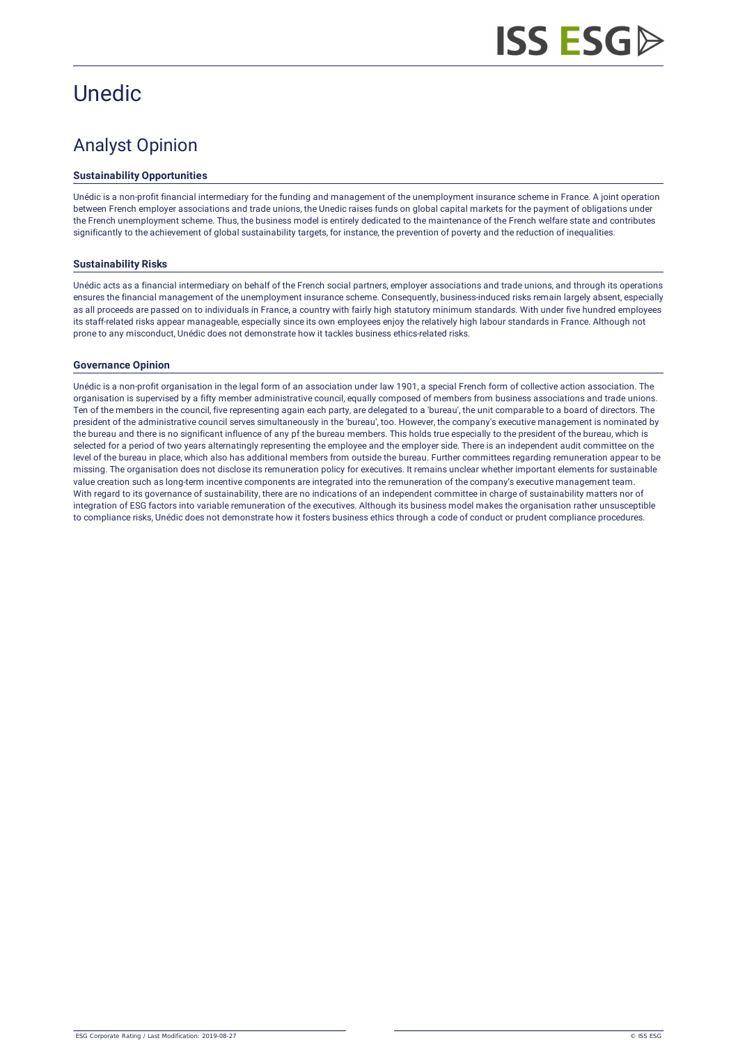# Unedic

## Analyst Opinion

### Sustainability Opportunities

Unédic is a non-profit financial intermediary for the funding and management of the unemployment insurance scheme in France. A joint operation between French employer associations and trade unions, the Unedic raises funds on global capital markets for the payment of obligations under the French unemployment scheme. Thus, the business model is entirely dedicated to the maintenance of the French welfare state and contributes significantly to the achievement of global sustainability targets, for instance, the prevention of poverty and the reduction of inequalities.

### Sustainability Risks

Unédic acts as a financial intermediary on behalf of the French social partners, employer associations and trade unions, and through its operations ensures the financial management of the unemployment insurance scheme. Consequently, business-induced risks remain largely absent, especially as all proceeds are passed on to individuals in France, a country with fairly high statutory minimum standards. With under five hundred employees its staff-related risks appear manageable, especially since its own employees enjoy the relatively high labour standards in France. Although not prone to any misconduct, Unédic does not demonstrate how it tackles business ethics-related risks.

### Governance Opinion

Unédic is a non-profit organisation in the legal form of an association under law 1901, a special French form of collective action association. The organisation is supervised by a fifty member administrative council, equally composed of members from business associations and trade unions. Ten of the members in the council, five representing again each party, are delegated to a 'bureau', the unit comparable to a board of directors. The president of the administrative council serves simultaneously in the 'bureau', too. However, the company's executive management is nominated by the bureau and there is no significant influence of any pf the bureau members. This holds true especially to the president of the bureau, which is selected for a period of two years alternatingly representing the employee and the employer side. There is an independent audit committee on the level of the bureau in place, which also has additional members from outside the bureau. Further committees regarding remuneration appear to be missing. The organisation does not disclose its remuneration policy for executives. It remains unclear whether important elements for sustainable value creation such as long-term incentive components are integrated into the remuneration of the company's executive management team.
With regard to its governance of sustainability, there are no indications of an independent committee in charge of sustainability matters nor of integration of ESG factors into variable remuneration of the executives. Although its business model makes the organisation rather unsusceptible to compliance risks, Unédic does not demonstrate how it fosters business ethics through a code of conduct or prudent compliance procedures.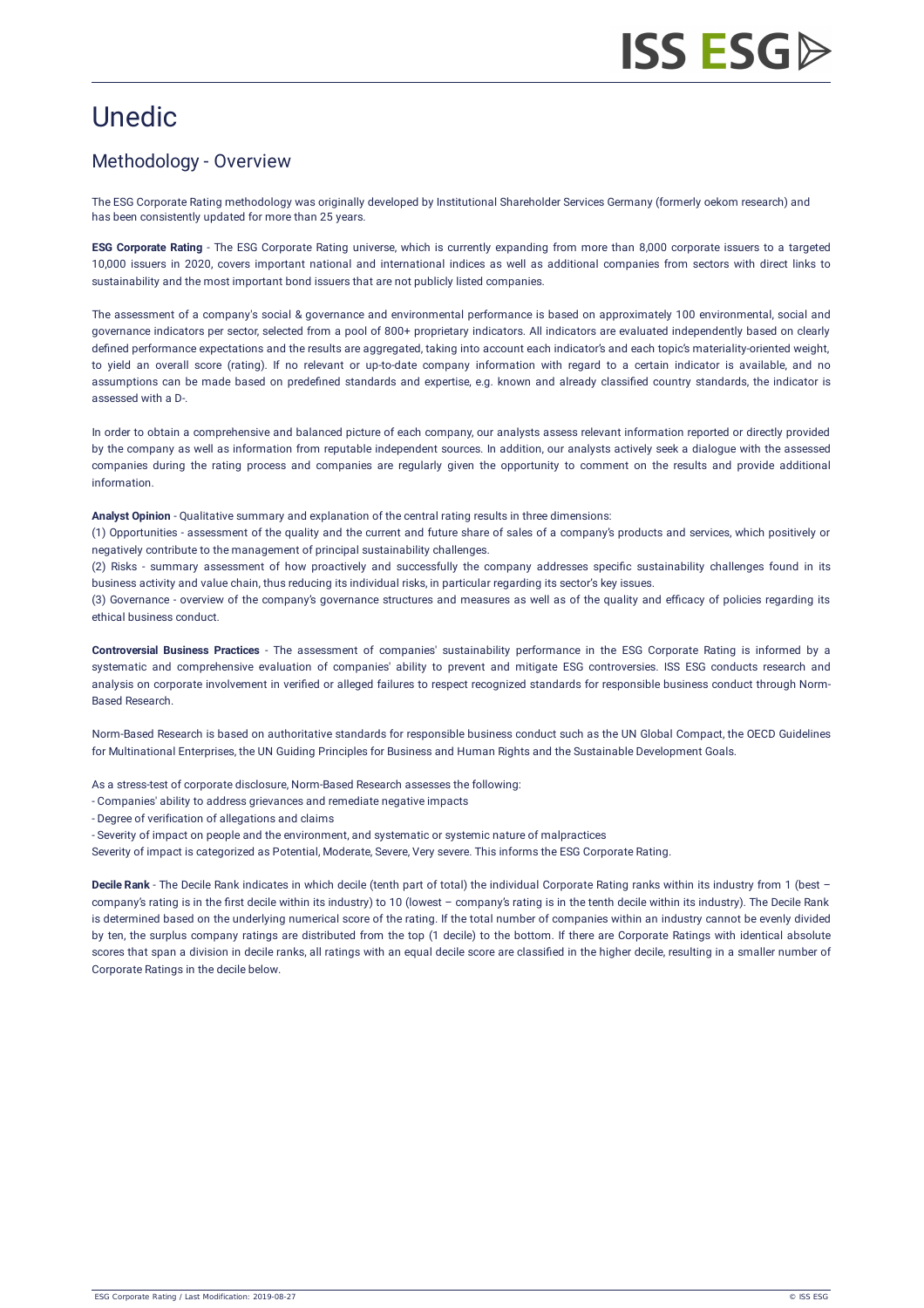# Unedic

## Methodology - Overview

The ESG Corporate Rating methodology was originally developed by Institutional Shareholder Services Germany (formerly oekom research) and has been consistently updated for more than 25 years.

**ESG Corporate Rating** - The ESG Corporate Rating universe, which is currently expanding from more than 8,000 corporate issuers to a targeted 10,000 issuers in 2020, covers important national and international indices as well as additional companies from sectors with direct links to sustainability and the most important bond issuers that are not publicly listed companies.

The assessment of a company's social & governance and environmental performance is based on approximately 100 environmental, social and governance indicators per sector, selected from a pool of 800+ proprietary indicators. All indicators are evaluated independently based on clearly defined performance expectations and the results are aggregated, taking into account each indicator's and each topic's materiality-oriented weight, to yield an overall score (rating). If no relevant or up-to-date company information with regard to a certain indicator is available, and no assumptions can be made based on predefined standards and expertise, e.g. known and already classified country standards, the indicator is assessed with a D-.

In order to obtain a comprehensive and balanced picture of each company, our analysts assess relevant information reported or directly provided by the company as well as information from reputable independent sources. In addition, our analysts actively seek a dialogue with the assessed companies during the rating process and companies are regularly given the opportunity to comment on the results and provide additional information.

**Analyst Opinion** - Qualitative summary and explanation of the central rating results in three dimensions:
(1) Opportunities - assessment of the quality and the current and future share of sales of a company's products and services, which positively or negatively contribute to the management of principal sustainability challenges.
(2) Risks - summary assessment of how proactively and successfully the company addresses specific sustainability challenges found in its business activity and value chain, thus reducing its individual risks, in particular regarding its sector's key issues.
(3) Governance - overview of the company's governance structures and measures as well as of the quality and efficacy of policies regarding its ethical business conduct.

**Controversial Business Practices** - The assessment of companies' sustainability performance in the ESG Corporate Rating is informed by a systematic and comprehensive evaluation of companies' ability to prevent and mitigate ESG controversies. ISS ESG conducts research and analysis on corporate involvement in verified or alleged failures to respect recognized standards for responsible business conduct through Norm-Based Research.

Norm-Based Research is based on authoritative standards for responsible business conduct such as the UN Global Compact, the OECD Guidelines for Multinational Enterprises, the UN Guiding Principles for Business and Human Rights and the Sustainable Development Goals.

As a stress-test of corporate disclosure, Norm-Based Research assesses the following:
- Companies' ability to address grievances and remediate negative impacts
- Degree of verification of allegations and claims
- Severity of impact on people and the environment, and systematic or systemic nature of malpractices

Severity of impact is categorized as Potential, Moderate, Severe, Very severe. This informs the ESG Corporate Rating.

**Decile Rank** - The Decile Rank indicates in which decile (tenth part of total) the individual Corporate Rating ranks within its industry from 1 (best – company's rating is in the first decile within its industry) to 10 (lowest – company's rating is in the tenth decile within its industry). The Decile Rank is determined based on the underlying numerical score of the rating. If the total number of companies within an industry cannot be evenly divided by ten, the surplus company ratings are distributed from the top (1 decile) to the bottom. If there are Corporate Ratings with identical absolute scores that span a division in decile ranks, all ratings with an equal decile score are classified in the higher decile, resulting in a smaller number of Corporate Ratings in the decile below.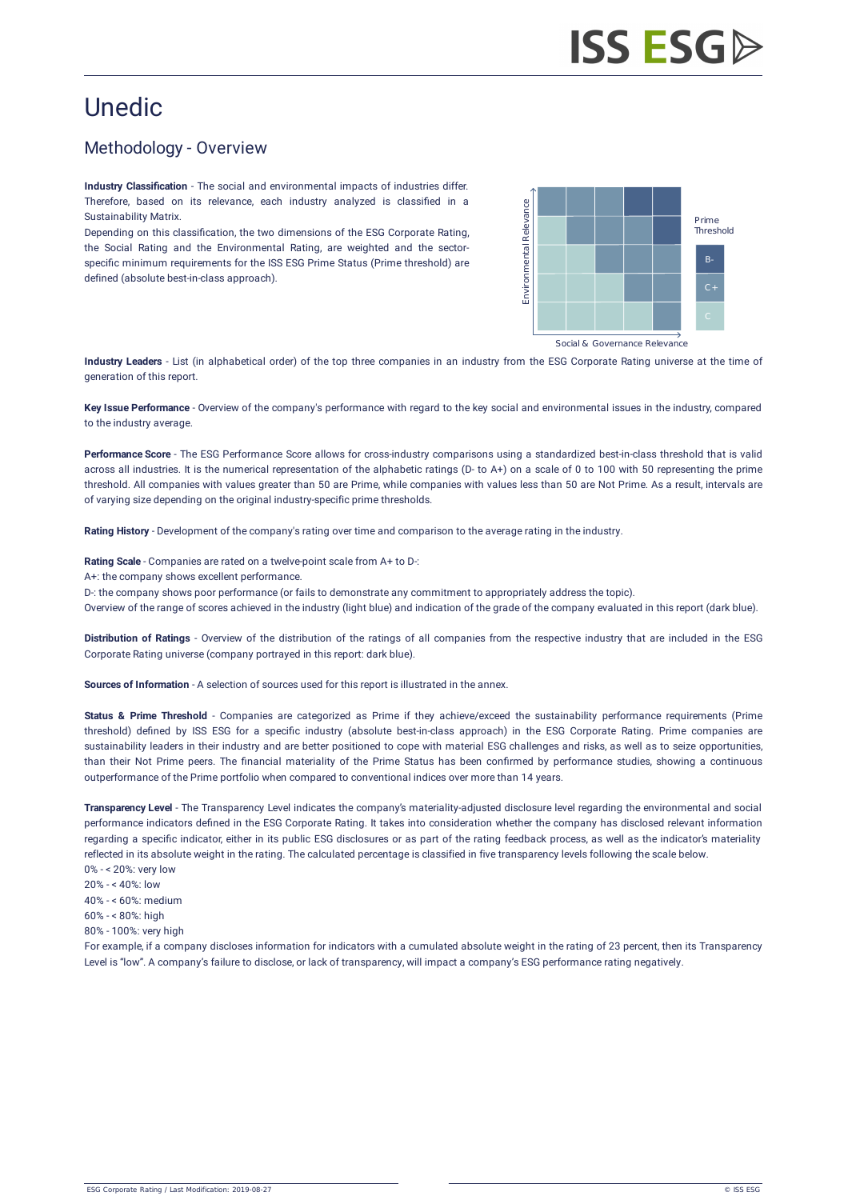# Unedic

## Methodology - Overview

**Industry Classification** - The social and environmental impacts of industries differ. Therefore, based on its relevance, each industry analyzed is classified in a Sustainability Matrix.

Depending on this classification, the two dimensions of the ESG Corporate Rating, the Social Rating and the Environmental Rating, are weighted and the sector-specific minimum requirements for the ISS ESG Prime Status (Prime threshold) are defined (absolute best-in-class approach).

**Industry Leaders** - List (in alphabetical order) of the top three companies in an industry from the ESG Corporate Rating universe at the time of generation of this report.

**Key Issue Performance** - Overview of the company's performance with regard to the key social and environmental issues in the industry, compared to the industry average.

**Performance Score** - The ESG Performance Score allows for cross-industry comparisons using a standardized best-in-class threshold that is valid across all industries. It is the numerical representation of the alphabetic ratings (D- to A+) on a scale of 0 to 100 with 50 representing the prime threshold. All companies with values greater than 50 are Prime, while companies with values less than 50 are Not Prime. As a result, intervals are of varying size depending on the original industry-specific prime thresholds.

**Rating History** - Development of the company's rating over time and comparison to the average rating in the industry.

**Rating Scale** - Companies are rated on a twelve-point scale from A+ to D-:

A+: the company shows excellent performance.

D-: the company shows poor performance (or fails to demonstrate any commitment to appropriately address the topic).

Overview of the range of scores achieved in the industry (light blue) and indication of the grade of the company evaluated in this report (dark blue).

**Distribution of Ratings** - Overview of the distribution of the ratings of all companies from the respective industry that are included in the ESG Corporate Rating universe (company portrayed in this report: dark blue).

**Sources of Information** - A selection of sources used for this report is illustrated in the annex.

**Status & Prime Threshold** - Companies are categorized as Prime if they achieve/exceed the sustainability performance requirements (Prime threshold) defined by ISS ESG for a specific industry (absolute best-in-class approach) in the ESG Corporate Rating. Prime companies are sustainability leaders in their industry and are better positioned to cope with material ESG challenges and risks, as well as to seize opportunities, than their Not Prime peers. The financial materiality of the Prime Status has been confirmed by performance studies, showing a continuous outperformance of the Prime portfolio when compared to conventional indices over more than 14 years.

**Transparency Level** - The Transparency Level indicates the company's materiality-adjusted disclosure level regarding the environmental and social performance indicators defined in the ESG Corporate Rating. It takes into consideration whether the company has disclosed relevant information regarding a specific indicator, either in its public ESG disclosures or as part of the rating feedback process, as well as the indicator's materiality reflected in its absolute weight in the rating. The calculated percentage is classified in five transparency levels following the scale below.

0% - < 20%: very low  
20% - < 40%: low  
40% - < 60%: medium  
60% - < 80%: high  
80% - 100%: very high

For example, if a company discloses information for indicators with a cumulated absolute weight in the rating of 23 percent, then its Transparency Level is "low". A company's failure to disclose, or lack of transparency, will impact a company's ESG performance rating negatively.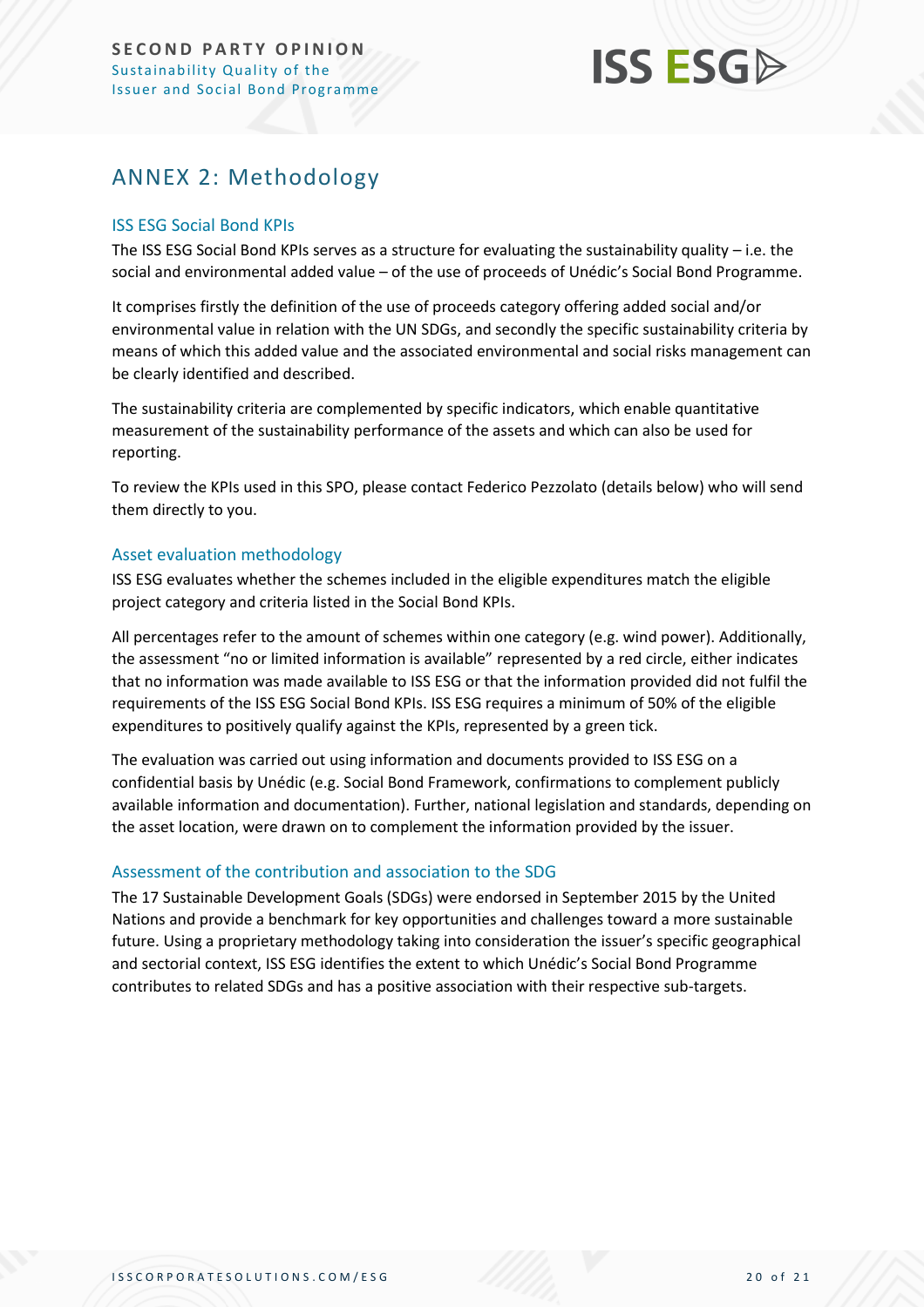# ANNEX 2: Methodology

## ISS ESG Social Bond KPIs

The ISS ESG Social Bond KPIs serves as a structure for evaluating the sustainability quality – i.e. the social and environmental added value – of the use of proceeds of Unédic's Social Bond Programme.

It comprises firstly the definition of the use of proceeds category offering added social and/or environmental value in relation with the UN SDGs, and secondly the specific sustainability criteria by means of which this added value and the associated environmental and social risks management can be clearly identified and described.

The sustainability criteria are complemented by specific indicators, which enable quantitative measurement of the sustainability performance of the assets and which can also be used for reporting.

To review the KPIs used in this SPO, please contact Federico Pezzolato (details below) who will send them directly to you.

## Asset evaluation methodology

ISS ESG evaluates whether the schemes included in the eligible expenditures match the eligible project category and criteria listed in the Social Bond KPIs.

All percentages refer to the amount of schemes within one category (e.g. wind power). Additionally, the assessment "no or limited information is available" represented by a red circle, either indicates that no information was made available to ISS ESG or that the information provided did not fulfil the requirements of the ISS ESG Social Bond KPIs. ISS ESG requires a minimum of 50% of the eligible expenditures to positively qualify against the KPIs, represented by a green tick.

The evaluation was carried out using information and documents provided to ISS ESG on a confidential basis by Unédic (e.g. Social Bond Framework, confirmations to complement publicly available information and documentation). Further, national legislation and standards, depending on the asset location, were drawn on to complement the information provided by the issuer.

## Assessment of the contribution and association to the SDG

The 17 Sustainable Development Goals (SDGs) were endorsed in September 2015 by the United Nations and provide a benchmark for key opportunities and challenges toward a more sustainable future. Using a proprietary methodology taking into consideration the issuer's specific geographical and sectorial context, ISS ESG identifies the extent to which Unédic's Social Bond Programme contributes to related SDGs and has a positive association with their respective sub-targets.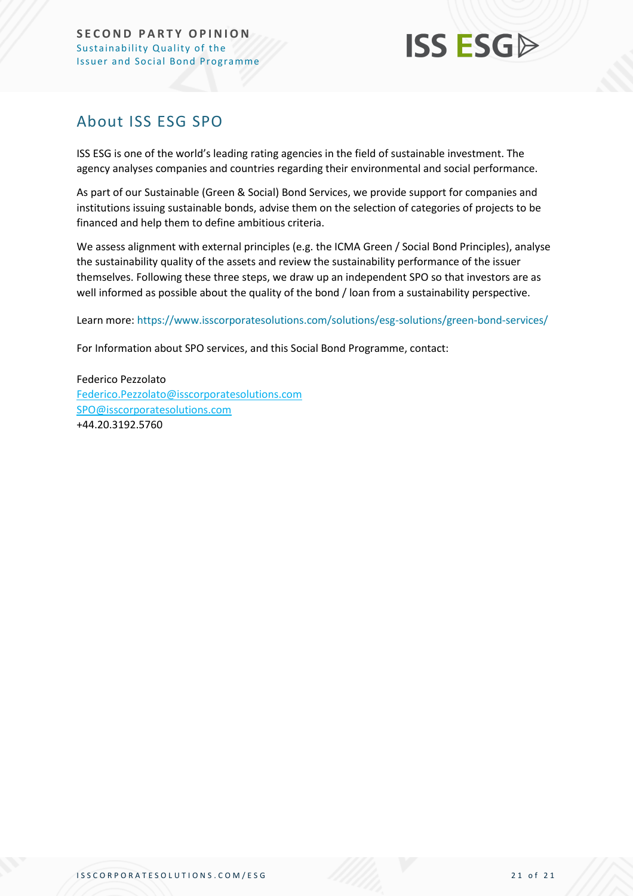## About ISS ESG SPO

ISS ESG is one of the world's leading rating agencies in the field of sustainable investment. The agency analyses companies and countries regarding their environmental and social performance.

As part of our Sustainable (Green & Social) Bond Services, we provide support for companies and institutions issuing sustainable bonds, advise them on the selection of categories of projects to be financed and help them to define ambitious criteria.

We assess alignment with external principles (e.g. the ICMA Green / Social Bond Principles), analyse the sustainability quality of the assets and review the sustainability performance of the issuer themselves. Following these three steps, we draw up an independent SPO so that investors are as well informed as possible about the quality of the bond / loan from a sustainability perspective.

Learn more: https://www.isscorporatesolutions.com/solutions/esg-solutions/green-bond-services/

For Information about SPO services, and this Social Bond Programme, contact:

Federico Pezzolato
Federico.Pezzolato@isscorporatesolutions.com
SPO@isscorporatesolutions.com
+44.20.3192.5760